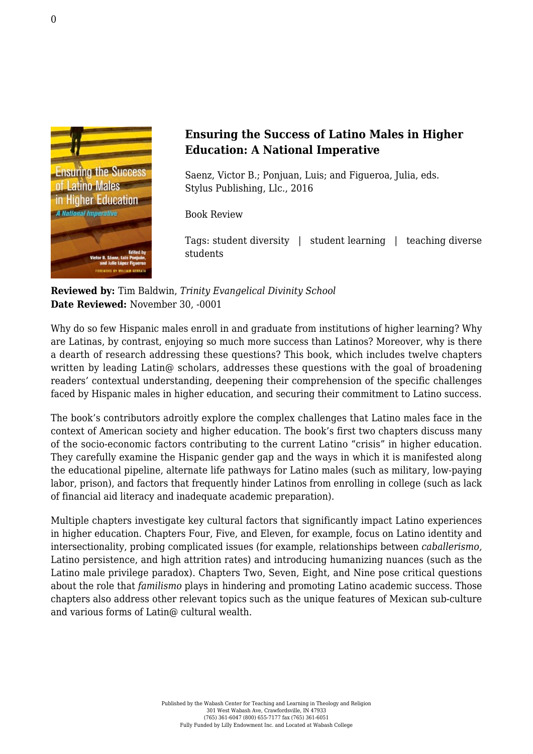## Ensuring the Success of Latino Males in Higher Education: A National Imperative

Saenz, Victor B.; Ponjuan, Luis; and Figueroa, Julia, eds.
Stylus Publishing, Llc., 2016

Book Review

Tags: student diversity | student learning | teaching diverse students

**Reviewed by:** Tim Baldwin, *Trinity Evangelical Divinity School*
**Date Reviewed:** November 30, -0001

Why do so few Hispanic males enroll in and graduate from institutions of higher learning? Why are Latinas, by contrast, enjoying so much more success than Latinos? Moreover, why is there a dearth of research addressing these questions? This book, which includes twelve chapters written by leading Latin@ scholars, addresses these questions with the goal of broadening readers' contextual understanding, deepening their comprehension of the specific challenges faced by Hispanic males in higher education, and securing their commitment to Latino success.

The book's contributors adroitly explore the complex challenges that Latino males face in the context of American society and higher education. The book's first two chapters discuss many of the socio-economic factors contributing to the current Latino "crisis" in higher education. They carefully examine the Hispanic gender gap and the ways in which it is manifested along the educational pipeline, alternate life pathways for Latino males (such as military, low-paying labor, prison), and factors that frequently hinder Latinos from enrolling in college (such as lack of financial aid literacy and inadequate academic preparation).

Multiple chapters investigate key cultural factors that significantly impact Latino experiences in higher education. Chapters Four, Five, and Eleven, for example, focus on Latino identity and intersectionality, probing complicated issues (for example, relationships between *caballerismo,* Latino persistence, and high attrition rates) and introducing humanizing nuances (such as the Latino male privilege paradox). Chapters Two, Seven, Eight, and Nine pose critical questions about the role that *familismo* plays in hindering and promoting Latino academic success. Those chapters also address other relevant topics such as the unique features of Mexican sub-culture and various forms of Latin@ cultural wealth.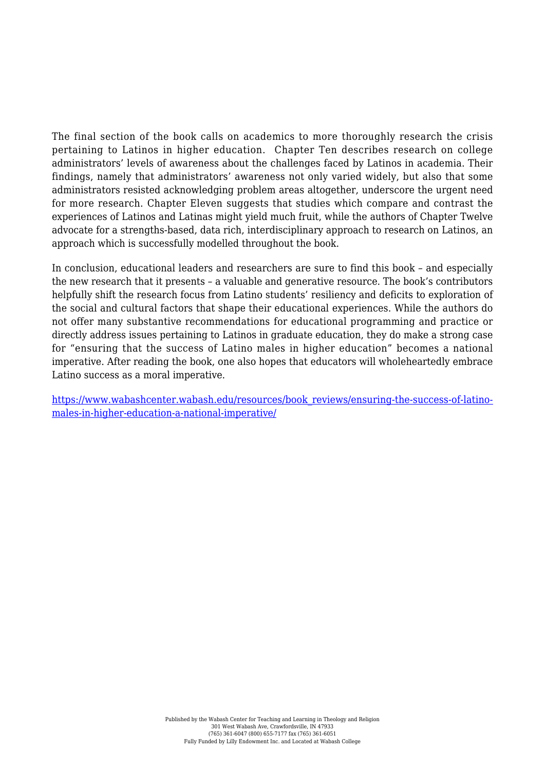The final section of the book calls on academics to more thoroughly research the crisis pertaining to Latinos in higher education. Chapter Ten describes research on college administrators' levels of awareness about the challenges faced by Latinos in academia. Their findings, namely that administrators' awareness not only varied widely, but also that some administrators resisted acknowledging problem areas altogether, underscore the urgent need for more research. Chapter Eleven suggests that studies which compare and contrast the experiences of Latinos and Latinas might yield much fruit, while the authors of Chapter Twelve advocate for a strengths-based, data rich, interdisciplinary approach to research on Latinos, an approach which is successfully modelled throughout the book.

In conclusion, educational leaders and researchers are sure to find this book – and especially the new research that it presents – a valuable and generative resource. The book's contributors helpfully shift the research focus from Latino students' resiliency and deficits to exploration of the social and cultural factors that shape their educational experiences. While the authors do not offer many substantive recommendations for educational programming and practice or directly address issues pertaining to Latinos in graduate education, they do make a strong case for "ensuring that the success of Latino males in higher education" becomes a national imperative. After reading the book, one also hopes that educators will wholeheartedly embrace Latino success as a moral imperative.

[https://www.wabashcenter.wabash.edu/resources/book_reviews/ensuring-the-success-of-latino-males-in-higher-education-a-national-imperative/](https://www.wabashcenter.wabash.edu/resources/book_reviews/ensuring-the-success-of-latino-males-in-higher-education-a-national-imperative/)

Published by the Wabash Center for Teaching and Learning in Theology and Religion
301 West Wabash Ave, Crawfordsville, IN 47933
(765) 361-6047 (800) 655-7177 fax (765) 361-6051
Fully Funded by Lilly Endowment Inc. and Located at Wabash College